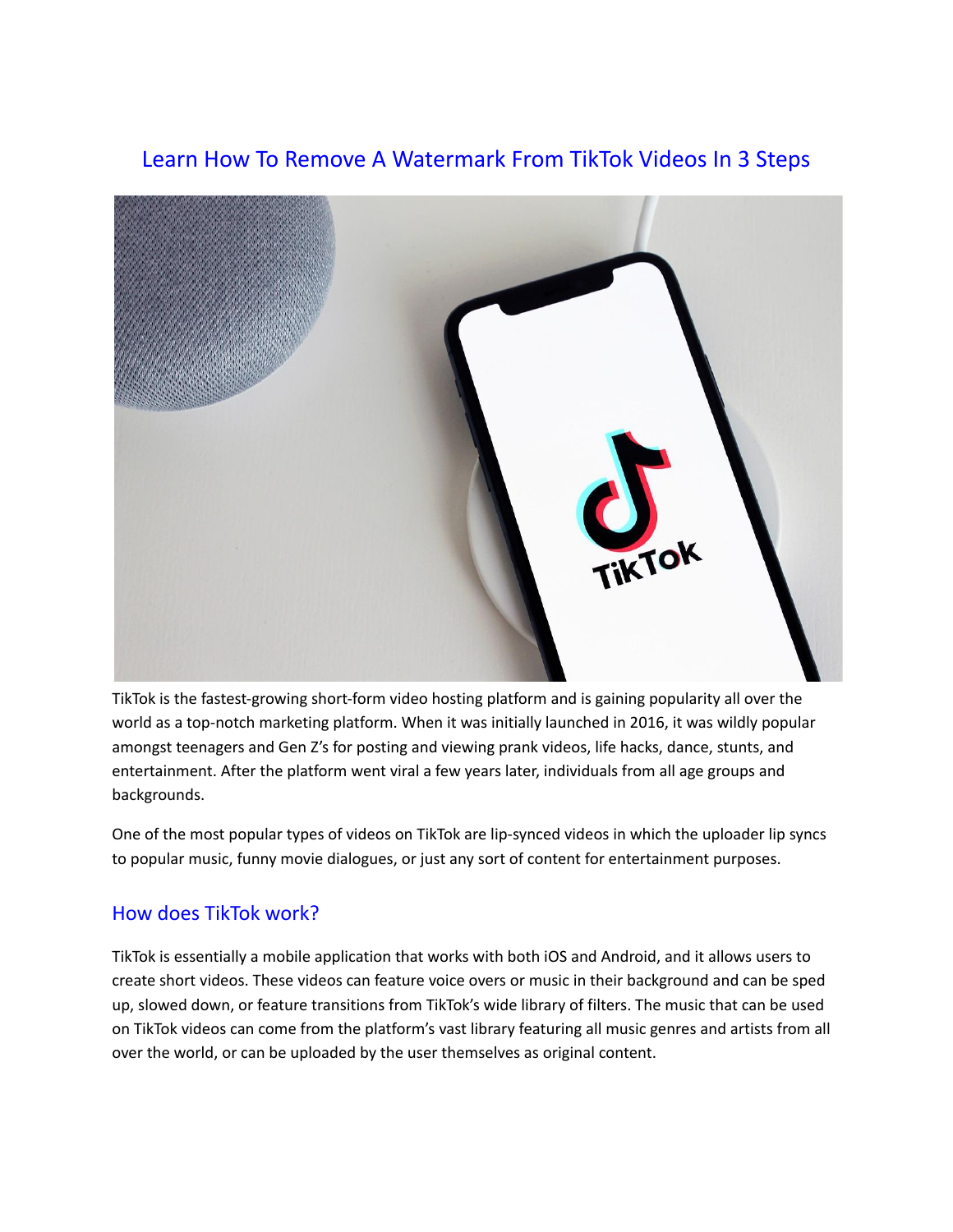# Learn How To Remove A Watermark From TikTok Videos In 3 Steps

TikTok is the fastest-growing short-form video hosting platform and is gaining popularity all over the world as a top-notch marketing platform. When it was initially launched in 2016, it was wildly popular amongst teenagers and Gen Z's for posting and viewing prank videos, life hacks, dance, stunts, and entertainment. After the platform went viral a few years later, individuals from all age groups and backgrounds.

One of the most popular types of videos on TikTok are lip-synced videos in which the uploader lip syncs to popular music, funny movie dialogues, or just any sort of content for entertainment purposes.

## How does TikTok work?

TikTok is essentially a mobile application that works with both iOS and Android, and it allows users to create short videos. These videos can feature voice overs or music in their background and can be sped up, slowed down, or feature transitions from TikTok's wide library of filters. The music that can be used on TikTok videos can come from the platform's vast library featuring all music genres and artists from all over the world, or can be uploaded by the user themselves as original content.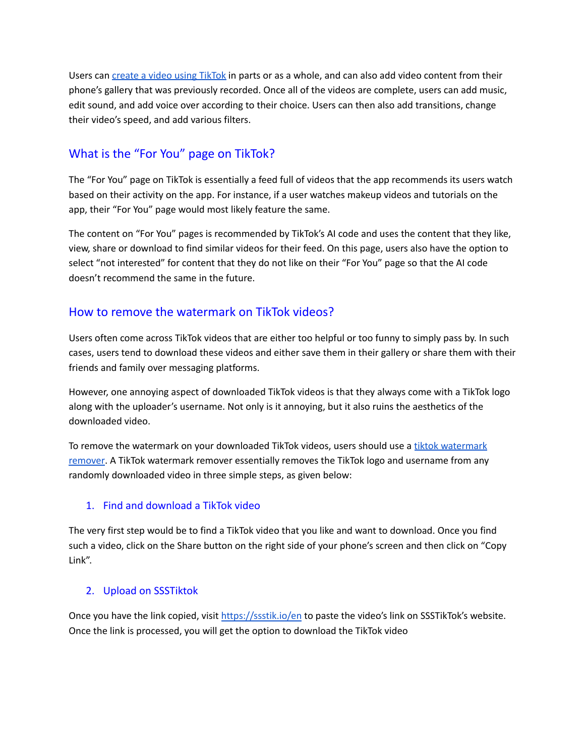Users can [create a video using TikTok](#) in parts or as a whole, and can also add video content from their phone's gallery that was previously recorded. Once all of the videos are complete, users can add music, edit sound, and add voice over according to their choice. Users can then also add transitions, change their video's speed, and add various filters.

## What is the "For You" page on TikTok?

The "For You" page on TikTok is essentially a feed full of videos that the app recommends its users watch based on their activity on the app. For instance, if a user watches makeup videos and tutorials on the app, their "For You" page would most likely feature the same.

The content on "For You" pages is recommended by TikTok's AI code and uses the content that they like, view, share or download to find similar videos for their feed. On this page, users also have the option to select "not interested" for content that they do not like on their "For You" page so that the AI code doesn't recommend the same in the future.

## How to remove the watermark on TikTok videos?

Users often come across TikTok videos that are either too helpful or too funny to simply pass by. In such cases, users tend to download these videos and either save them in their gallery or share them with their friends and family over messaging platforms.

However, one annoying aspect of downloaded TikTok videos is that they always come with a TikTok logo along with the uploader's username. Not only is it annoying, but it also ruins the aesthetics of the downloaded video.

To remove the watermark on your downloaded TikTok videos, users should use a [tiktok watermark remover](#). A TikTok watermark remover essentially removes the TikTok logo and username from any randomly downloaded video in three simple steps, as given below:

### 1. Find and download a TikTok video

The very first step would be to find a TikTok video that you like and want to download. Once you find such a video, click on the Share button on the right side of your phone's screen and then click on "Copy Link".

### 2. Upload on SSSTiktok

Once you have the link copied, visit [https://ssstik.io/en](https://ssstik.io/en) to paste the video's link on SSSTikTok's website. Once the link is processed, you will get the option to download the TikTok video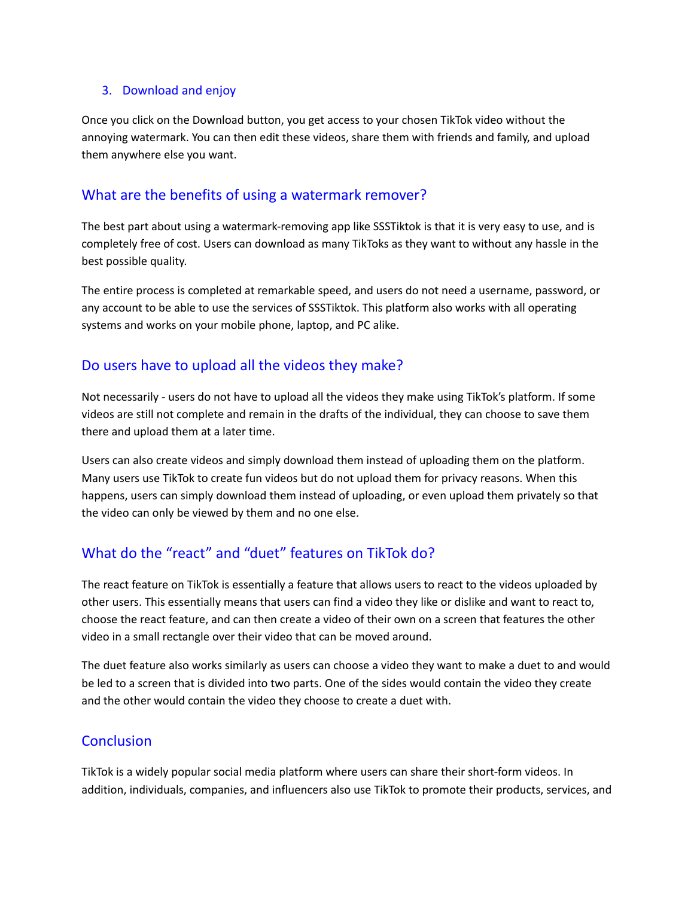3. Download and enjoy

Once you click on the Download button, you get access to your chosen TikTok video without the annoying watermark. You can then edit these videos, share them with friends and family, and upload them anywhere else you want.

## What are the benefits of using a watermark remover?

The best part about using a watermark-removing app like SSSTiktok is that it is very easy to use, and is completely free of cost. Users can download as many TikToks as they want to without any hassle in the best possible quality.

The entire process is completed at remarkable speed, and users do not need a username, password, or any account to be able to use the services of SSSTiktok. This platform also works with all operating systems and works on your mobile phone, laptop, and PC alike.

## Do users have to upload all the videos they make?

Not necessarily - users do not have to upload all the videos they make using TikTok's platform. If some videos are still not complete and remain in the drafts of the individual, they can choose to save them there and upload them at a later time.

Users can also create videos and simply download them instead of uploading them on the platform. Many users use TikTok to create fun videos but do not upload them for privacy reasons. When this happens, users can simply download them instead of uploading, or even upload them privately so that the video can only be viewed by them and no one else.

## What do the "react" and "duet" features on TikTok do?

The react feature on TikTok is essentially a feature that allows users to react to the videos uploaded by other users. This essentially means that users can find a video they like or dislike and want to react to, choose the react feature, and can then create a video of their own on a screen that features the other video in a small rectangle over their video that can be moved around.

The duet feature also works similarly as users can choose a video they want to make a duet to and would be led to a screen that is divided into two parts. One of the sides would contain the video they create and the other would contain the video they choose to create a duet with.

## Conclusion

TikTok is a widely popular social media platform where users can share their short-form videos. In addition, individuals, companies, and influencers also use TikTok to promote their products, services, and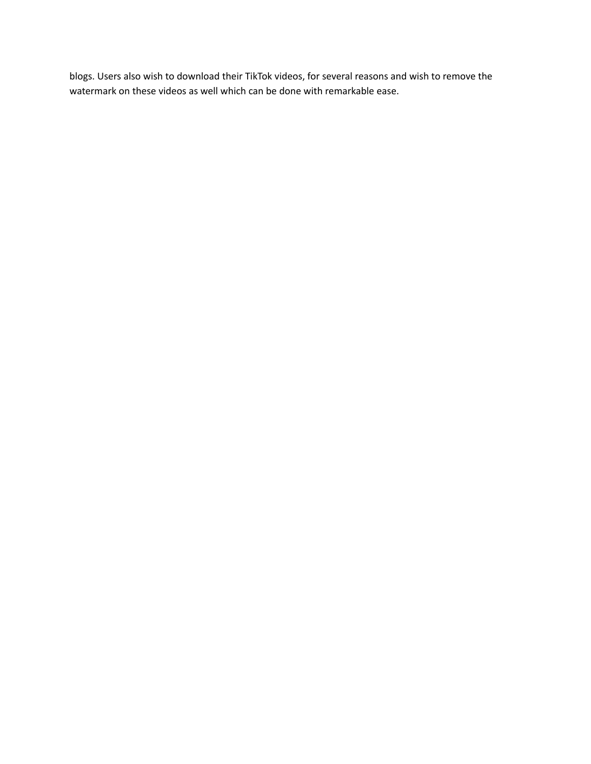blogs. Users also wish to download their TikTok videos, for several reasons and wish to remove the watermark on these videos as well which can be done with remarkable ease.